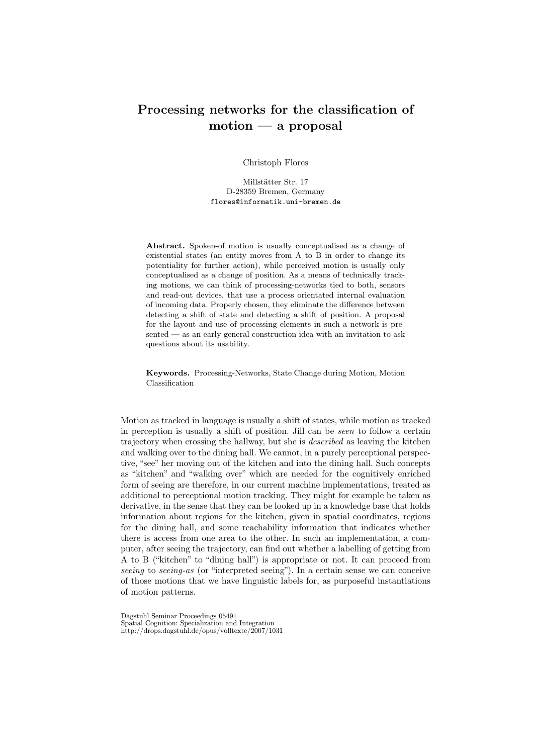# Processing networks for the classification of motion — a proposal

Christoph Flores

Millstätter Str. 17
D-28359 Bremen, Germany
flores@informatik.uni-bremen.de

**Abstract.** Spoken-of motion is usually conceptualised as a change of existential states (an entity moves from A to B in order to change its potentiality for further action), while perceived motion is usually only conceptualised as a change of position. As a means of technically tracking motions, we can think of processing-networks tied to both, sensors and read-out devices, that use a process orientated internal evaluation of incoming data. Properly chosen, they eliminate the difference between detecting a shift of state and detecting a shift of position. A proposal for the layout and use of processing elements in such a network is presented — as an early general construction idea with an invitation to ask questions about its usability.

**Keywords.** Processing-Networks, State Change during Motion, Motion Classification

Motion as tracked in language is usually a shift of states, while motion as tracked in perception is usually a shift of position. Jill can be *seen* to follow a certain trajectory when crossing the hallway, but she is *described* as leaving the kitchen and walking over to the dining hall. We cannot, in a purely perceptional perspective, "see" her moving out of the kitchen and into the dining hall. Such concepts as "kitchen" and "walking over" which are needed for the cognitively enriched form of seeing are therefore, in our current machine implementations, treated as additional to perceptional motion tracking. They might for example be taken as derivative, in the sense that they can be looked up in a knowledge base that holds information about regions for the kitchen, given in spatial coordinates, regions for the dining hall, and some reachability information that indicates whether there is access from one area to the other. In such an implementation, a computer, after seeing the trajectory, can find out whether a labelling of getting from A to B ("kitchen" to "dining hall") is appropriate or not. It can proceed from *seeing* to *seeing-as* (or "interpreted seeing"). In a certain sense we can conceive of those motions that we have linguistic labels for, as purposeful instantiations of motion patterns.

Dagstuhl Seminar Proceedings 05491
Spatial Cognition: Specialization and Integration
http://drops.dagstuhl.de/opus/volltexte/2007/1031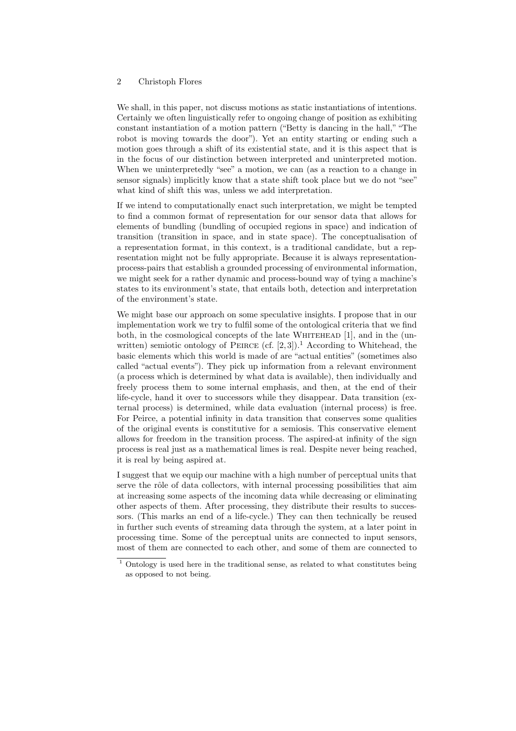We shall, in this paper, not discuss motions as static instantiations of intentions. Certainly we often linguistically refer to ongoing change of position as exhibiting constant instantiation of a motion pattern ("Betty is dancing in the hall," "The robot is moving towards the door"). Yet an entity starting or ending such a motion goes through a shift of its existential state, and it is this aspect that is in the focus of our distinction between interpreted and uninterpreted motion. When we uninterpretedly "see" a motion, we can (as a reaction to a change in sensor signals) implicitly know that a state shift took place but we do not "see" what kind of shift this was, unless we add interpretation.

If we intend to computationally enact such interpretation, we might be tempted to find a common format of representation for our sensor data that allows for elements of bundling (bundling of occupied regions in space) and indication of transition (transition in space, and in state space). The conceptualisation of a representation format, in this context, is a traditional candidate, but a representation might not be fully appropriate. Because it is always representation-process-pairs that establish a grounded processing of environmental information, we might seek for a rather dynamic and process-bound way of tying a machine's states to its environment's state, that entails both, detection and interpretation of the environment's state.

We might base our approach on some speculative insights. I propose that in our implementation work we try to fulfil some of the ontological criteria that we find both, in the cosmological concepts of the late WHITEHEAD [1], and in the (unwritten) semiotic ontology of PEIRCE (cf. [2,3]).[1] According to Whitehead, the basic elements which this world is made of are "actual entities" (sometimes also called "actual events"). They pick up information from a relevant environment (a process which is determined by what data is available), then individually and freely process them to some internal emphasis, and then, at the end of their life-cycle, hand it over to successors while they disappear. Data transition (external process) is determined, while data evaluation (internal process) is free. For Peirce, a potential infinity in data transition that conserves some qualities of the original events is constitutive for a semiosis. This conservative element allows for freedom in the transition process. The aspired-at infinity of the sign process is real just as a mathematical limes is real. Despite never being reached, it is real by being aspired at.

I suggest that we equip our machine with a high number of perceptual units that serve the rôle of data collectors, with internal processing possibilities that aim at increasing some aspects of the incoming data while decreasing or eliminating other aspects of them. After processing, they distribute their results to successors. (This marks an end of a life-cycle.) They can then technically be reused in further such events of streaming data through the system, at a later point in processing time. Some of the perceptual units are connected to input sensors, most of them are connected to each other, and some of them are connected to

[1] Ontology is used here in the traditional sense, as related to what constitutes being as opposed to not being.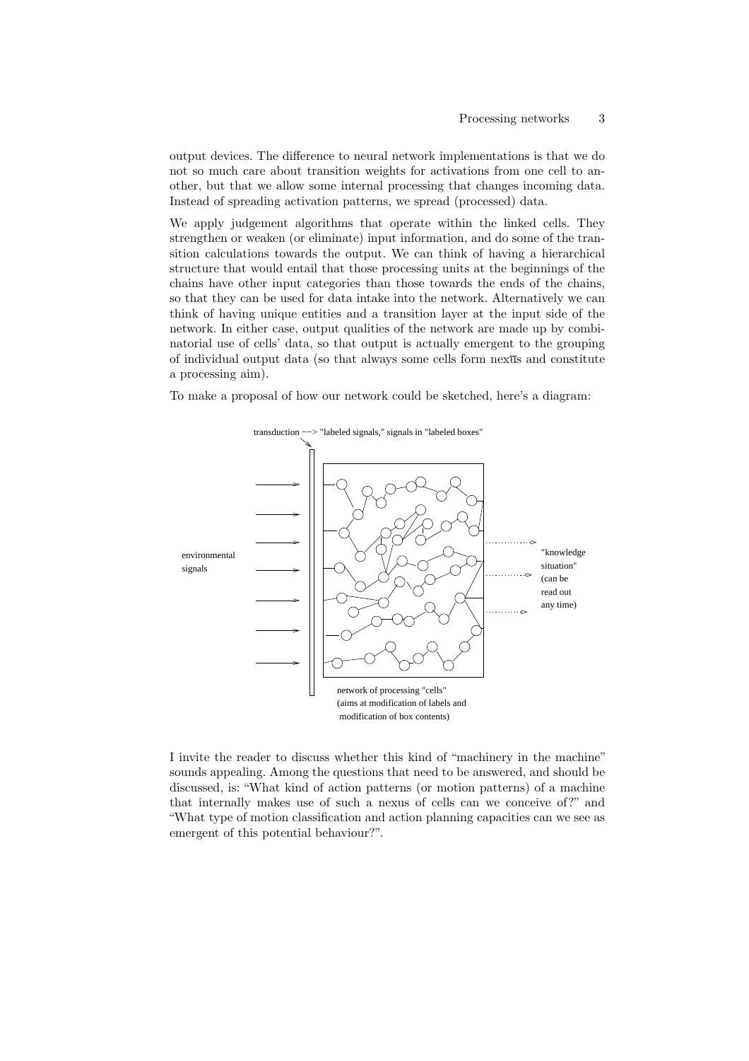output devices. The difference to neural network implementations is that we do not so much care about transition weights for activations from one cell to another, but that we allow some internal processing that changes incoming data. Instead of spreading activation patterns, we spread (processed) data.

We apply judgement algorithms that operate within the linked cells. They strengthen or weaken (or eliminate) input information, and do some of the transition calculations towards the output. We can think of having a hierarchical structure that would entail that those processing units at the beginnings of the chains have other input categories than those towards the ends of the chains, so that they can be used for data intake into the network. Alternatively we can think of having unique entities and a transition layer at the input side of the network. In either case, output qualities of the network are made up by combinatorial use of cells' data, so that output is actually emergent to the grouping of individual output data (so that always some cells form nexūs and constitute a processing aim).

To make a proposal of how our network could be sketched, here's a diagram:

I invite the reader to discuss whether this kind of "machinery in the machine" sounds appealing. Among the questions that need to be answered, and should be discussed, is: "What kind of action patterns (or motion patterns) of a machine that internally makes use of such a nexus of cells can we conceive of?" and "What type of motion classification and action planning capacities can we see as emergent of this potential behaviour?".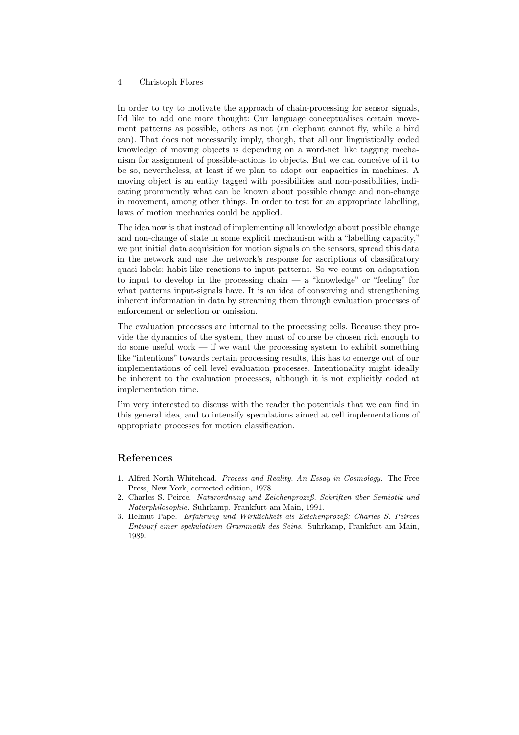In order to try to motivate the approach of chain-processing for sensor signals, I'd like to add one more thought: Our language conceptualises certain movement patterns as possible, others as not (an elephant cannot fly, while a bird can). That does not necessarily imply, though, that all our linguistically coded knowledge of moving objects is depending on a word-net–like tagging mechanism for assignment of possible-actions to objects. But we can conceive of it to be so, nevertheless, at least if we plan to adopt our capacities in machines. A moving object is an entity tagged with possibilities and non-possibilities, indicating prominently what can be known about possible change and non-change in movement, among other things. In order to test for an appropriate labelling, laws of motion mechanics could be applied.

The idea now is that instead of implementing all knowledge about possible change and non-change of state in some explicit mechanism with a "labelling capacity," we put initial data acquisition for motion signals on the sensors, spread this data in the network and use the network's response for ascriptions of classificatory quasi-labels: habit-like reactions to input patterns. So we count on adaptation to input to develop in the processing chain — a "knowledge" or "feeling" for what patterns input-signals have. It is an idea of conserving and strengthening inherent information in data by streaming them through evaluation processes of enforcement or selection or omission.

The evaluation processes are internal to the processing cells. Because they provide the dynamics of the system, they must of course be chosen rich enough to do some useful work — if we want the processing system to exhibit something like "intentions" towards certain processing results, this has to emerge out of our implementations of cell level evaluation processes. Intentionality might ideally be inherent to the evaluation processes, although it is not explicitly coded at implementation time.

I'm very interested to discuss with the reader the potentials that we can find in this general idea, and to intensify speculations aimed at cell implementations of appropriate processes for motion classification.

## References

1. Alfred North Whitehead. *Process and Reality. An Essay in Cosmology.* The Free Press, New York, corrected edition, 1978.
2. Charles S. Peirce. *Naturordnung und Zeichenprozeß. Schriften über Semiotik und Naturphilosophie.* Suhrkamp, Frankfurt am Main, 1991.
3. Helmut Pape. *Erfahrung und Wirklichkeit als Zeichenprozeß: Charles S. Peirces Entwurf einer spekulativen Grammatik des Seins.* Suhrkamp, Frankfurt am Main, 1989.